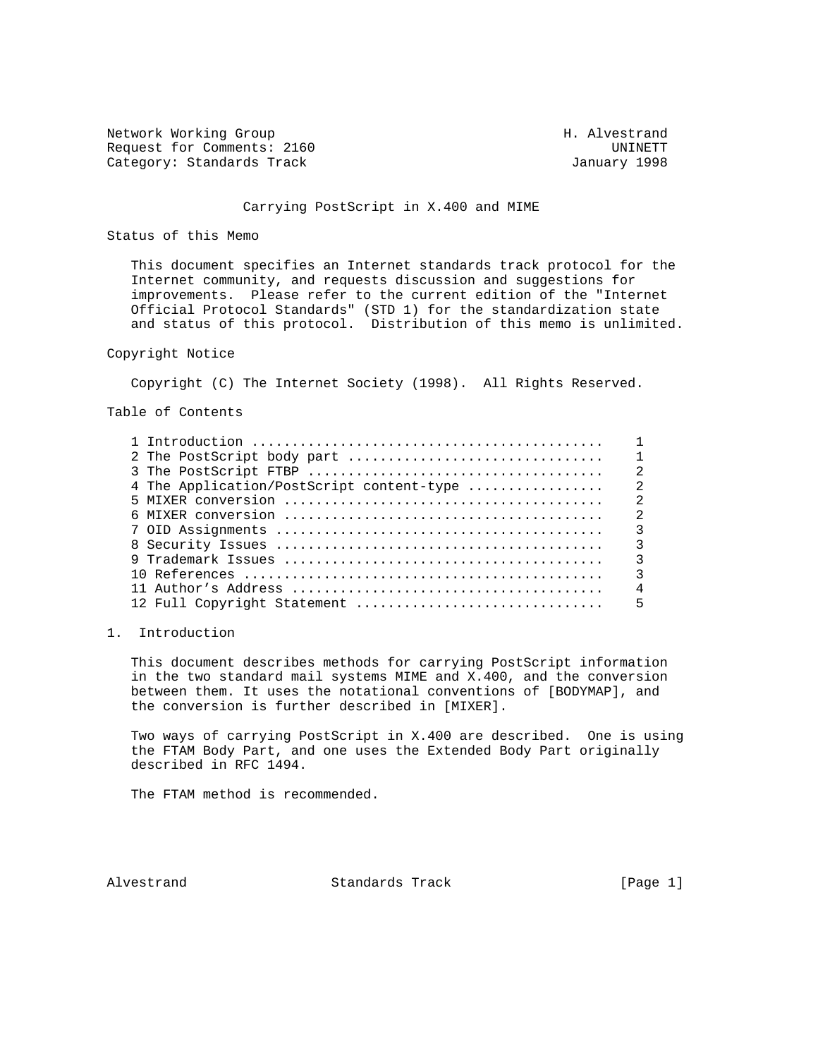Network Working Group H. Alvestrand
Request for Comments: 2160 UNINETT
Category: Standards Track January 1998

# Carrying PostScript in X.400 and MIME

## Status of this Memo

This document specifies an Internet standards track protocol for the Internet community, and requests discussion and suggestions for improvements. Please refer to the current edition of the "Internet Official Protocol Standards" (STD 1) for the standardization state and status of this protocol. Distribution of this memo is unlimited.

## Copyright Notice

Copyright (C) The Internet Society (1998). All Rights Reserved.

## Table of Contents

```
1 Introduction ...........................................    1
2 The PostScript body part ...............................    1
3 The PostScript FTBP ....................................    2
4 The Application/PostScript content-type ................    2
5 MIXER conversion .......................................    2
6 MIXER conversion .......................................    2
7 OID Assignments ........................................    3
8 Security Issues ........................................    3
9 Trademark Issues .......................................    3
10 References ............................................    3
11 Author's Address ......................................    4
12 Full Copyright Statement ..............................    5
```

## 1. Introduction

This document describes methods for carrying PostScript information in the two standard mail systems MIME and X.400, and the conversion between them. It uses the notational conventions of [BODYMAP], and the conversion is further described in [MIXER].

Two ways of carrying PostScript in X.400 are described. One is using the FTAM Body Part, and one uses the Extended Body Part originally described in RFC 1494.

The FTAM method is recommended.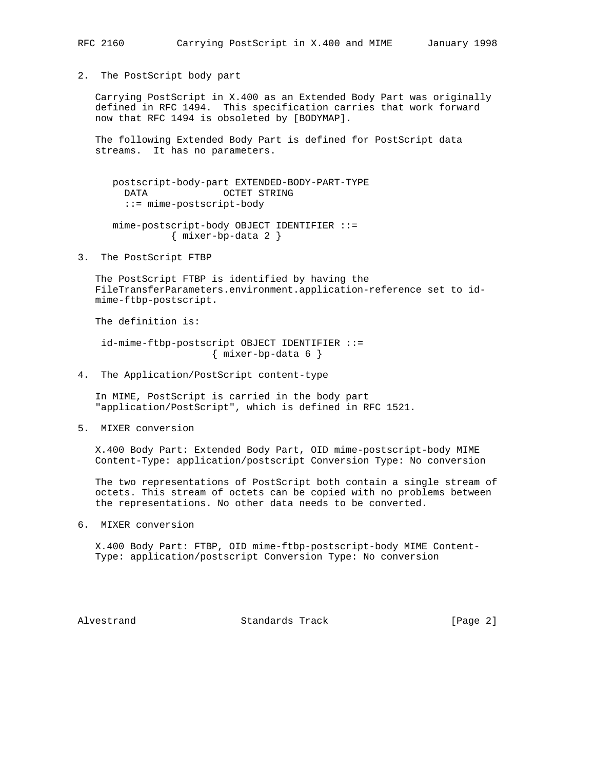## 2. The PostScript body part

Carrying PostScript in X.400 as an Extended Body Part was originally defined in RFC 1494. This specification carries that work forward now that RFC 1494 is obsoleted by [BODYMAP].

The following Extended Body Part is defined for PostScript data streams. It has no parameters.

```
   postscript-body-part EXTENDED-BODY-PART-TYPE
     DATA             OCTET STRING
     ::= mime-postscript-body

   mime-postscript-body OBJECT IDENTIFIER ::=
             { mixer-bp-data 2 }
```

## 3. The PostScript FTBP

The PostScript FTBP is identified by having the FileTransferParameters.environment.application-reference set to id-mime-ftbp-postscript.

The definition is:

```
    id-mime-ftbp-postscript OBJECT IDENTIFIER ::=
                      { mixer-bp-data 6 }
```

## 4. The Application/PostScript content-type

In MIME, PostScript is carried in the body part "application/PostScript", which is defined in RFC 1521.

## 5. MIXER conversion

X.400 Body Part: Extended Body Part, OID mime-postscript-body MIME Content-Type: application/postscript Conversion Type: No conversion

The two representations of PostScript both contain a single stream of octets. This stream of octets can be copied with no problems between the representations. No other data needs to be converted.

## 6. MIXER conversion

X.400 Body Part: FTBP, OID mime-ftbp-postscript-body MIME Content-Type: application/postscript Conversion Type: No conversion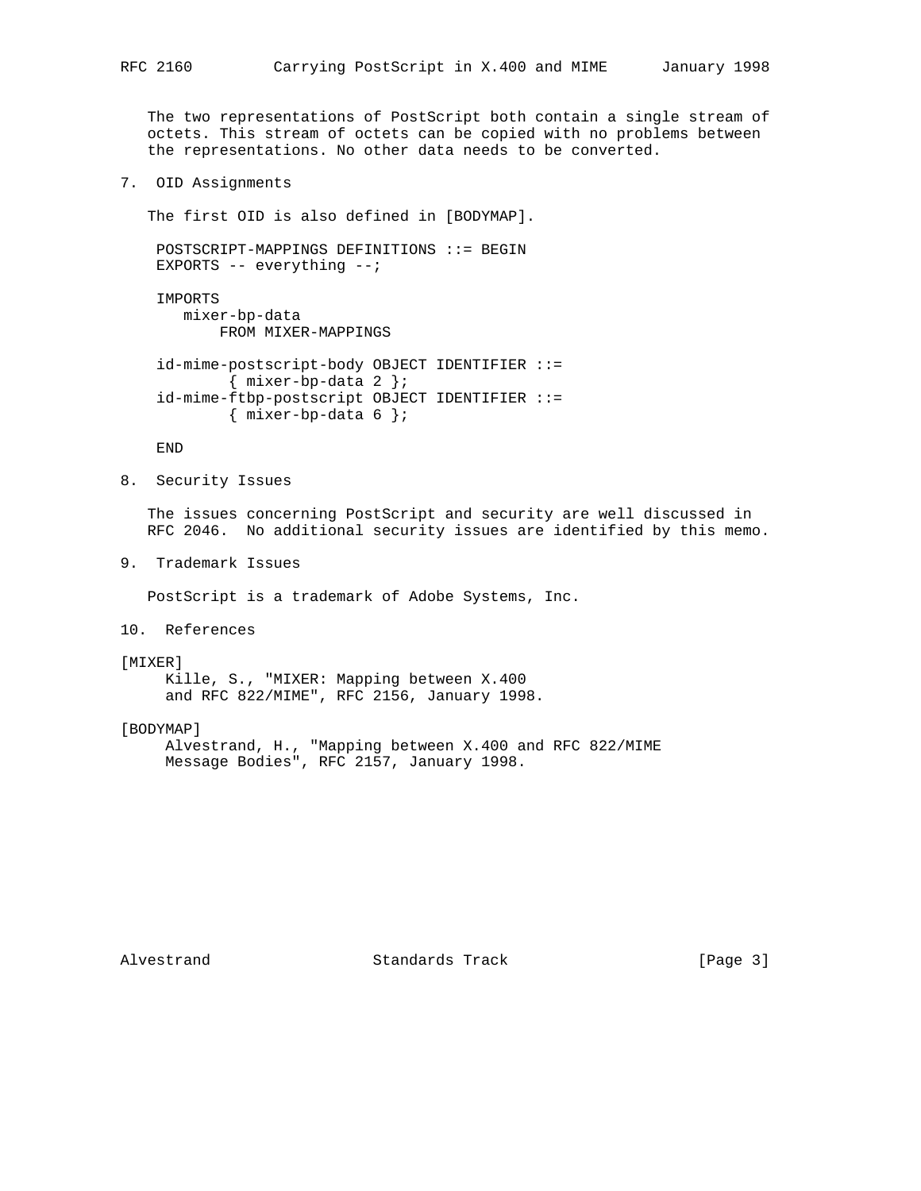The two representations of PostScript both contain a single stream of octets. This stream of octets can be copied with no problems between the representations. No other data needs to be converted.

## 7. OID Assignments

The first OID is also defined in [BODYMAP].

```
POSTSCRIPT-MAPPINGS DEFINITIONS ::= BEGIN
EXPORTS -- everything --;

IMPORTS
   mixer-bp-data
       FROM MIXER-MAPPINGS

id-mime-postscript-body OBJECT IDENTIFIER ::=
        { mixer-bp-data 2 };
id-mime-ftbp-postscript OBJECT IDENTIFIER ::=
        { mixer-bp-data 6 };

END
```

## 8. Security Issues

The issues concerning PostScript and security are well discussed in RFC 2046. No additional security issues are identified by this memo.

## 9. Trademark Issues

PostScript is a trademark of Adobe Systems, Inc.

## 10. References

[MIXER]
Kille, S., "MIXER: Mapping between X.400 and RFC 822/MIME", RFC 2156, January 1998.

[BODYMAP]
Alvestrand, H., "Mapping between X.400 and RFC 822/MIME Message Bodies", RFC 2157, January 1998.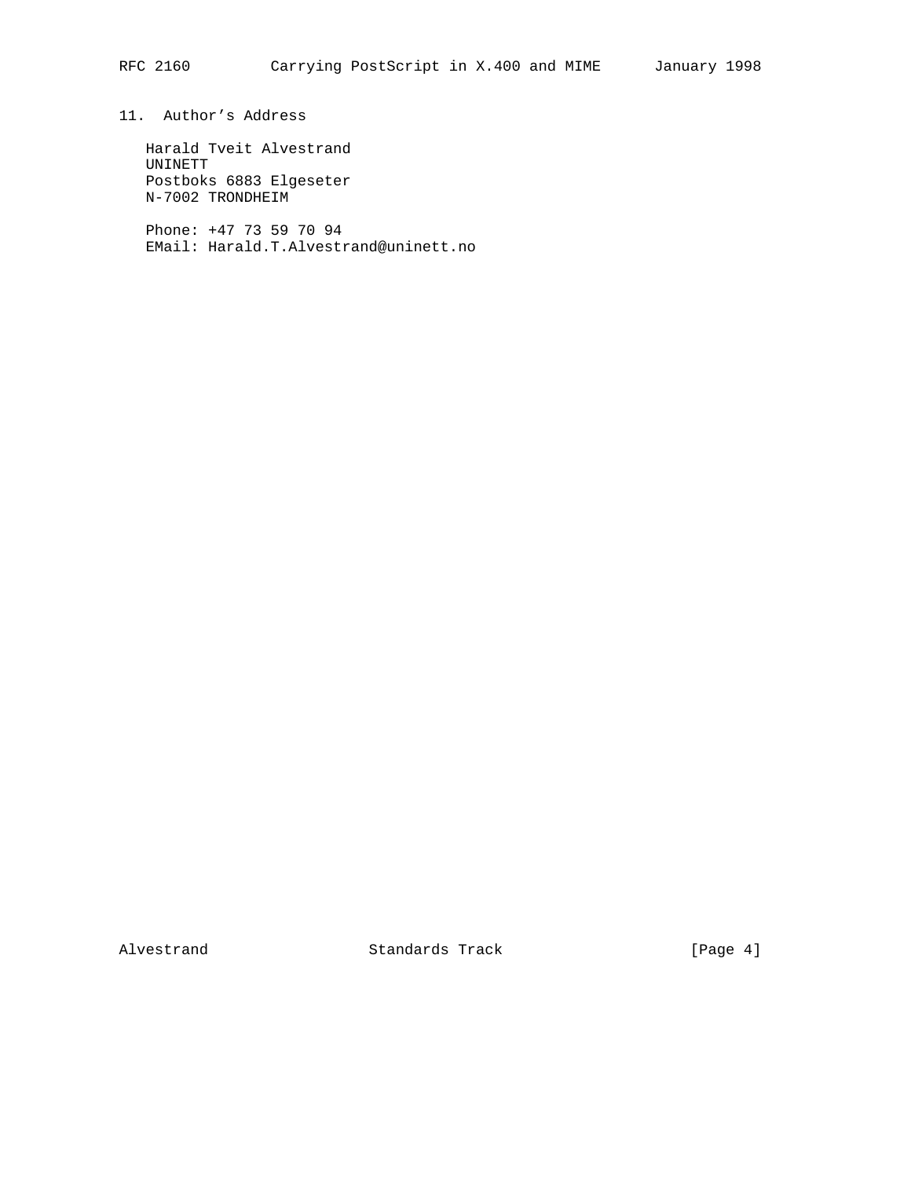## 11. Author's Address

Harald Tveit Alvestrand
UNINETT
Postboks 6883 Elgeseter
N-7002 TRONDHEIM

Phone: +47 73 59 70 94
EMail: Harald.T.Alvestrand@uninett.no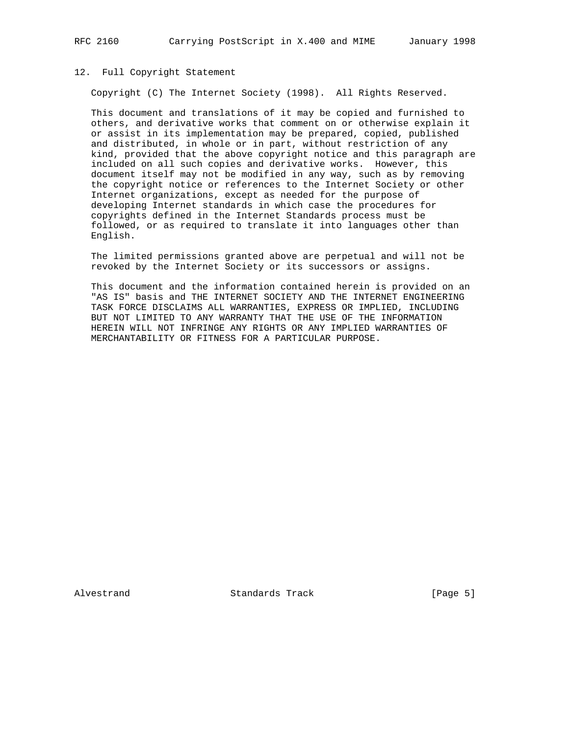## 12. Full Copyright Statement

Copyright (C) The Internet Society (1998). All Rights Reserved.

This document and translations of it may be copied and furnished to others, and derivative works that comment on or otherwise explain it or assist in its implementation may be prepared, copied, published and distributed, in whole or in part, without restriction of any kind, provided that the above copyright notice and this paragraph are included on all such copies and derivative works. However, this document itself may not be modified in any way, such as by removing the copyright notice or references to the Internet Society or other Internet organizations, except as needed for the purpose of developing Internet standards in which case the procedures for copyrights defined in the Internet Standards process must be followed, or as required to translate it into languages other than English.

The limited permissions granted above are perpetual and will not be revoked by the Internet Society or its successors or assigns.

This document and the information contained herein is provided on an "AS IS" basis and THE INTERNET SOCIETY AND THE INTERNET ENGINEERING TASK FORCE DISCLAIMS ALL WARRANTIES, EXPRESS OR IMPLIED, INCLUDING BUT NOT LIMITED TO ANY WARRANTY THAT THE USE OF THE INFORMATION HEREIN WILL NOT INFRINGE ANY RIGHTS OR ANY IMPLIED WARRANTIES OF MERCHANTABILITY OR FITNESS FOR A PARTICULAR PURPOSE.